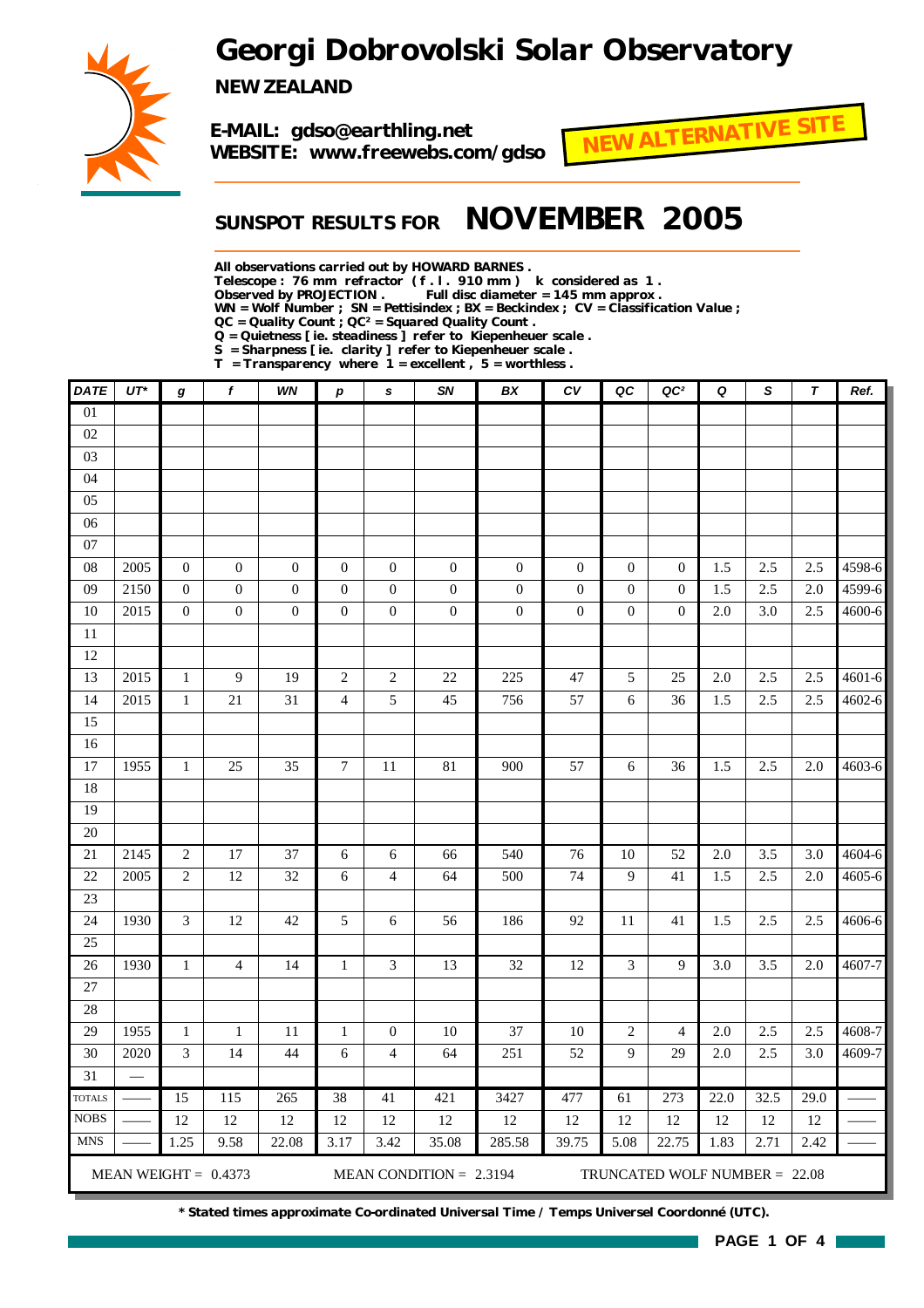# Georgi Dobrovolski Solar Observatory

**NEW ZEALAND**

**E-MAIL: gdso@earthling.net**
**WEBSITE: www.freewebs.com/gdso**

**NEW ALTERNATIVE SITE**

## SUNSPOT RESULTS FOR NOVEMBER 2005

**All observations carried out by HOWARD BARNES .**
**Telescope : 76 mm refractor ( f . l . 910 mm ) k considered as 1 .**
**Observed by PROJECTION . Full disc diameter = 145 mm approx .**
**WN = Wolf Number ; SN = Pettisindex ; BX = Beckindex ; CV = Classification Value ;**
**QC = Quality Count ; QC² = Squared Quality Count .**
**Q = Quietness [ ie. steadiness ] refer to Kiepenheuer scale .**
**S = Sharpness [ ie. clarity ] refer to Kiepenheuer scale .**
**T = Transparency where 1 = excellent , 5 = worthless .**

| DATE | UT* | g | f | WN | p | s | SN | BX | CV | QC | QC² | Q | S | T | Ref. |
|---|---|---|---|---|---|---|---|---|---|---|---|---|---|---|---|
| 01 | | | | | | | | | | | | | | | |
| 02 | | | | | | | | | | | | | | | |
| 03 | | | | | | | | | | | | | | | |
| 04 | | | | | | | | | | | | | | | |
| 05 | | | | | | | | | | | | | | | |
| 06 | | | | | | | | | | | | | | | |
| 07 | | | | | | | | | | | | | | | |
| 08 | 2005 | 0 | 0 | 0 | 0 | 0 | 0 | 0 | 0 | 0 | 0 | 1.5 | 2.5 | 2.5 | 4598-6 |
| 09 | 2150 | 0 | 0 | 0 | 0 | 0 | 0 | 0 | 0 | 0 | 0 | 1.5 | 2.5 | 2.0 | 4599-6 |
| 10 | 2015 | 0 | 0 | 0 | 0 | 0 | 0 | 0 | 0 | 0 | 0 | 2.0 | 3.0 | 2.5 | 4600-6 |
| 11 | | | | | | | | | | | | | | | |
| 12 | | | | | | | | | | | | | | | |
| 13 | 2015 | 1 | 9 | 19 | 2 | 2 | 22 | 225 | 47 | 5 | 25 | 2.0 | 2.5 | 2.5 | 4601-6 |
| 14 | 2015 | 1 | 21 | 31 | 4 | 5 | 45 | 756 | 57 | 6 | 36 | 1.5 | 2.5 | 2.5 | 4602-6 |
| 15 | | | | | | | | | | | | | | | |
| 16 | | | | | | | | | | | | | | | |
| 17 | 1955 | 1 | 25 | 35 | 7 | 11 | 81 | 900 | 57 | 6 | 36 | 1.5 | 2.5 | 2.0 | 4603-6 |
| 18 | | | | | | | | | | | | | | | |
| 19 | | | | | | | | | | | | | | | |
| 20 | | | | | | | | | | | | | | | |
| 21 | 2145 | 2 | 17 | 37 | 6 | 6 | 66 | 540 | 76 | 10 | 52 | 2.0 | 3.5 | 3.0 | 4604-6 |
| 22 | 2005 | 2 | 12 | 32 | 6 | 4 | 64 | 500 | 74 | 9 | 41 | 1.5 | 2.5 | 2.0 | 4605-6 |
| 23 | | | | | | | | | | | | | | | |
| 24 | 1930 | 3 | 12 | 42 | 5 | 6 | 56 | 186 | 92 | 11 | 41 | 1.5 | 2.5 | 2.5 | 4606-6 |
| 25 | | | | | | | | | | | | | | | |
| 26 | 1930 | 1 | 4 | 14 | 1 | 3 | 13 | 32 | 12 | 3 | 9 | 3.0 | 3.5 | 2.0 | 4607-7 |
| 27 | | | | | | | | | | | | | | | |
| 28 | | | | | | | | | | | | | | | |
| 29 | 1955 | 1 | 1 | 11 | 1 | 0 | 10 | 37 | 10 | 2 | 4 | 2.0 | 2.5 | 2.5 | 4608-7 |
| 30 | 2020 | 3 | 14 | 44 | 6 | 4 | 64 | 251 | 52 | 9 | 29 | 2.0 | 2.5 | 3.0 | 4609-7 |
| 31 | — | | | | | | | | | | | | | | |
| TOTALS | —— | 15 | 115 | 265 | 38 | 41 | 421 | 3427 | 477 | 61 | 273 | 22.0 | 32.5 | 29.0 | —— |
| NOBS | —— | 12 | 12 | 12 | 12 | 12 | 12 | 12 | 12 | 12 | 12 | 12 | 12 | 12 | —— |
| MNS | —— | 1.25 | 9.58 | 22.08 | 3.17 | 3.42 | 35.08 | 285.58 | 39.75 | 5.08 | 22.75 | 1.83 | 2.71 | 2.42 | —— |

MEAN WEIGHT = 0.4373 MEAN CONDITION = 2.3194 TRUNCATED WOLF NUMBER = 22.08

**\* Stated times approximate Co-ordinated Universal Time / Temps Universel Coordonné (UTC).**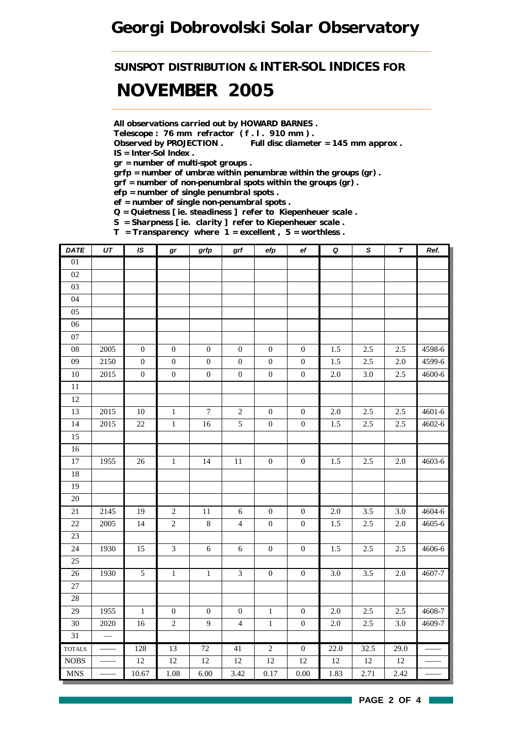# Georgi Dobrovolski Solar Observatory

## SUNSPOT DISTRIBUTION & INTER-SOL INDICES FOR

# NOVEMBER 2005

**All observations carried out by HOWARD BARNES .**
**Telescope : 76 mm refractor ( f . l . 910 mm ) .**
**Observed by PROJECTION . Full disc diameter = 145 mm approx .**
**IS = Inter-Sol Index .**
**gr = number of multi-spot groups .**
**grfp = number of umbræ within penumbræ within the groups (gr) .**
**grf = number of non-penumbral spots within the groups (gr) .**
**efp = number of single penumbral spots .**
**ef = number of single non-penumbral spots .**
**Q = Quietness [ ie. steadiness ] refer to Kiepenheuer scale .**
**S = Sharpness [ ie. clarity ] refer to Kiepenheuer scale .**
**T = Transparency where 1 = excellent , 5 = worthless .**

| DATE | UT | IS | gr | grfp | grf | efp | ef | Q | S | T | Ref. |
|---|---|---|---|---|---|---|---|---|---|---|---|
| 01 | | | | | | | | | | | |
| 02 | | | | | | | | | | | |
| 03 | | | | | | | | | | | |
| 04 | | | | | | | | | | | |
| 05 | | | | | | | | | | | |
| 06 | | | | | | | | | | | |
| 07 | | | | | | | | | | | |
| 08 | 2005 | 0 | 0 | 0 | 0 | 0 | 0 | 1.5 | 2.5 | 2.5 | 4598-6 |
| 09 | 2150 | 0 | 0 | 0 | 0 | 0 | 0 | 1.5 | 2.5 | 2.0 | 4599-6 |
| 10 | 2015 | 0 | 0 | 0 | 0 | 0 | 0 | 2.0 | 3.0 | 2.5 | 4600-6 |
| 11 | | | | | | | | | | | |
| 12 | | | | | | | | | | | |
| 13 | 2015 | 10 | 1 | 7 | 2 | 0 | 0 | 2.0 | 2.5 | 2.5 | 4601-6 |
| 14 | 2015 | 22 | 1 | 16 | 5 | 0 | 0 | 1.5 | 2.5 | 2.5 | 4602-6 |
| 15 | | | | | | | | | | | |
| 16 | | | | | | | | | | | |
| 17 | 1955 | 26 | 1 | 14 | 11 | 0 | 0 | 1.5 | 2.5 | 2.0 | 4603-6 |
| 18 | | | | | | | | | | | |
| 19 | | | | | | | | | | | |
| 20 | | | | | | | | | | | |
| 21 | 2145 | 19 | 2 | 11 | 6 | 0 | 0 | 2.0 | 3.5 | 3.0 | 4604-6 |
| 22 | 2005 | 14 | 2 | 8 | 4 | 0 | 0 | 1.5 | 2.5 | 2.0 | 4605-6 |
| 23 | | | | | | | | | | | |
| 24 | 1930 | 15 | 3 | 6 | 6 | 0 | 0 | 1.5 | 2.5 | 2.5 | 4606-6 |
| 25 | | | | | | | | | | | |
| 26 | 1930 | 5 | 1 | 1 | 3 | 0 | 0 | 3.0 | 3.5 | 2.0 | 4607-7 |
| 27 | | | | | | | | | | | |
| 28 | | | | | | | | | | | |
| 29 | 1955 | 1 | 0 | 0 | 0 | 1 | 0 | 2.0 | 2.5 | 2.5 | 4608-7 |
| 30 | 2020 | 16 | 2 | 9 | 4 | 1 | 0 | 2.0 | 2.5 | 3.0 | 4609-7 |
| 31 | — | | | | | | | | | | |
| TOTALS | —— | 128 | 13 | 72 | 41 | 2 | 0 | 22.0 | 32.5 | 29.0 | —— |
| NOBS | —— | 12 | 12 | 12 | 12 | 12 | 12 | 12 | 12 | 12 | —— |
| MNS | —— | 10.67 | 1.08 | 6.00 | 3.42 | 0.17 | 0.00 | 1.83 | 2.71 | 2.42 | —— |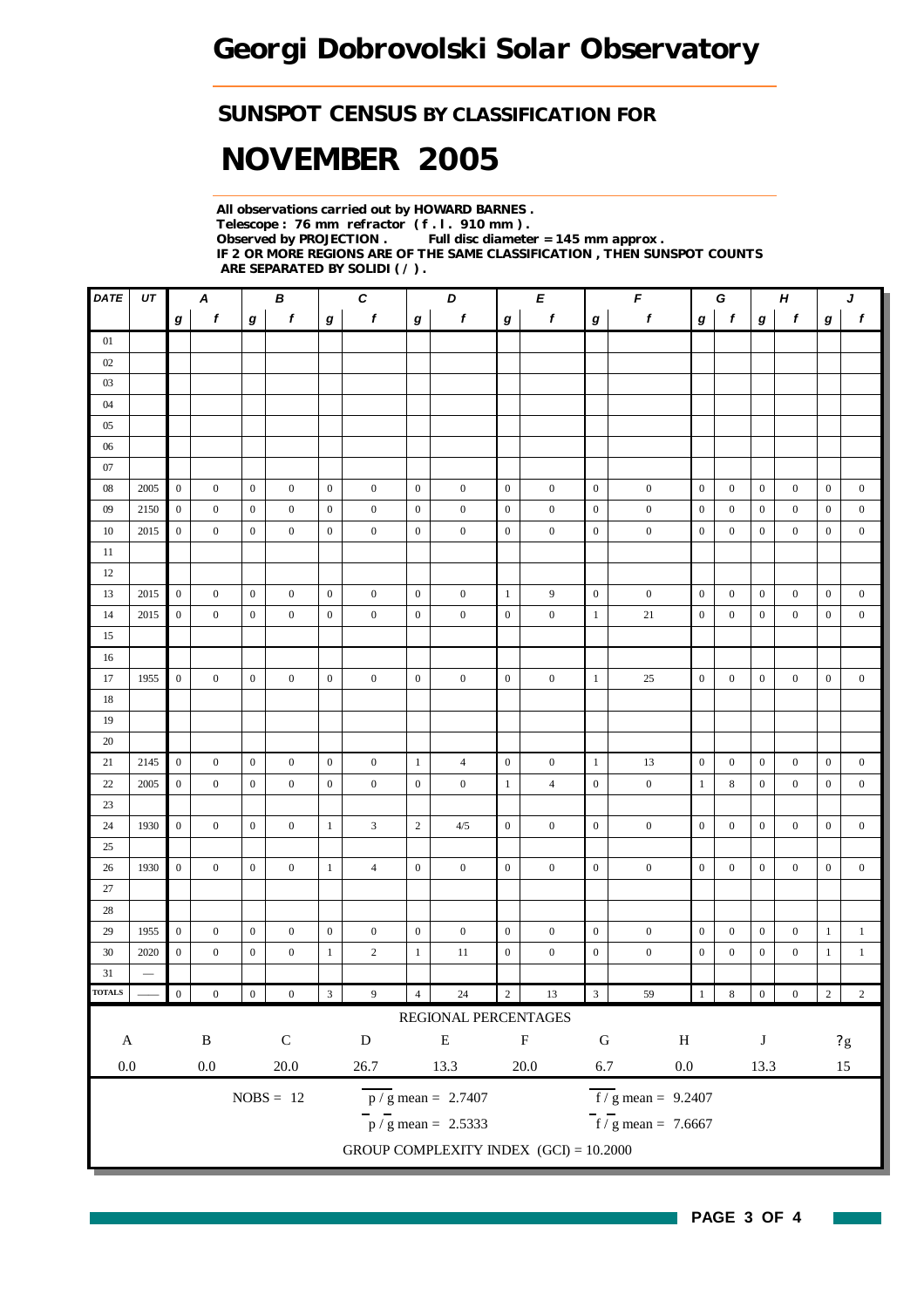# Georgi Dobrovolski Solar Observatory

## SUNSPOT CENSUS BY CLASSIFICATION FOR

# NOVEMBER 2005

**All observations carried out by HOWARD BARNES .**
**Telescope : 76 mm refractor ( f . l . 910 mm ) .**
**Observed by PROJECTION . Full disc diameter = 145 mm approx .**
**IF 2 OR MORE REGIONS ARE OF THE SAME CLASSIFICATION , THEN SUNSPOT COUNTS ARE SEPARATED BY SOLIDI ( / ) .**

| DATE | UT | A | | B | | C | | D | | E | | F | | G | | H | | J | |
|---|---|---|---|---|---|---|---|---|---|---|---|---|---|---|---|---|---|---|---|
| | | g | f | g | f | g | f | g | f | g | f | g | f | g | f | g | f | g | f |
| 01 | | | | | | | | | | | | | | | | | | | |
| 02 | | | | | | | | | | | | | | | | | | | |
| 03 | | | | | | | | | | | | | | | | | | | |
| 04 | | | | | | | | | | | | | | | | | | | |
| 05 | | | | | | | | | | | | | | | | | | | |
| 06 | | | | | | | | | | | | | | | | | | | |
| 07 | | | | | | | | | | | | | | | | | | | |
| 08 | 2005 | 0 | 0 | 0 | 0 | 0 | 0 | 0 | 0 | 0 | 0 | 0 | 0 | 0 | 0 | 0 | 0 | 0 | 0 |
| 09 | 2150 | 0 | 0 | 0 | 0 | 0 | 0 | 0 | 0 | 0 | 0 | 0 | 0 | 0 | 0 | 0 | 0 | 0 | 0 |
| 10 | 2015 | 0 | 0 | 0 | 0 | 0 | 0 | 0 | 0 | 0 | 0 | 0 | 0 | 0 | 0 | 0 | 0 | 0 | 0 |
| 11 | | | | | | | | | | | | | | | | | | | |
| 12 | | | | | | | | | | | | | | | | | | | |
| 13 | 2015 | 0 | 0 | 0 | 0 | 0 | 0 | 0 | 0 | 1 | 9 | 0 | 0 | 0 | 0 | 0 | 0 | 0 | 0 |
| 14 | 2015 | 0 | 0 | 0 | 0 | 0 | 0 | 0 | 0 | 0 | 0 | 1 | 21 | 0 | 0 | 0 | 0 | 0 | 0 |
| 15 | | | | | | | | | | | | | | | | | | | |
| 16 | | | | | | | | | | | | | | | | | | | |
| 17 | 1955 | 0 | 0 | 0 | 0 | 0 | 0 | 0 | 0 | 0 | 0 | 1 | 25 | 0 | 0 | 0 | 0 | 0 | 0 |
| 18 | | | | | | | | | | | | | | | | | | | |
| 19 | | | | | | | | | | | | | | | | | | | |
| 20 | | | | | | | | | | | | | | | | | | | |
| 21 | 2145 | 0 | 0 | 0 | 0 | 0 | 0 | 1 | 4 | 0 | 0 | 1 | 13 | 0 | 0 | 0 | 0 | 0 | 0 |
| 22 | 2005 | 0 | 0 | 0 | 0 | 0 | 0 | 0 | 0 | 1 | 4 | 0 | 0 | 1 | 8 | 0 | 0 | 0 | 0 |
| 23 | | | | | | | | | | | | | | | | | | | |
| 24 | 1930 | 0 | 0 | 0 | 0 | 1 | 3 | 2 | 4/5 | 0 | 0 | 0 | 0 | 0 | 0 | 0 | 0 | 0 | 0 |
| 25 | | | | | | | | | | | | | | | | | | | |
| 26 | 1930 | 0 | 0 | 0 | 0 | 1 | 4 | 0 | 0 | 0 | 0 | 0 | 0 | 0 | 0 | 0 | 0 | 0 | 0 |
| 27 | | | | | | | | | | | | | | | | | | | |
| 28 | | | | | | | | | | | | | | | | | | | |
| 29 | 1955 | 0 | 0 | 0 | 0 | 0 | 0 | 0 | 0 | 0 | 0 | 0 | 0 | 0 | 0 | 0 | 0 | 1 | 1 |
| 30 | 2020 | 0 | 0 | 0 | 0 | 1 | 2 | 1 | 11 | 0 | 0 | 0 | 0 | 0 | 0 | 0 | 0 | 1 | 1 |
| 31 | — | | | | | | | | | | | | | | | | | | |
| TOTALS | —— | 0 | 0 | 0 | 0 | 3 | 9 | 4 | 24 | 2 | 13 | 3 | 59 | 1 | 8 | 0 | 0 | 2 | 2 |

REGIONAL PERCENTAGES

| A | B | C | D | E | F | G | H | J | ?g |
|---|---|---|---|---|---|---|---|---|---|
| 0.0 | 0.0 | 20.0 | 26.7 | 13.3 | 20.0 | 6.7 | 0.0 | 13.3 | 15 |

NOBS = 12

$\overline{p}/g$ mean = 2.7407

$\overline{f}/g$ mean = 9.2407

$\overline{p}/\overline{g}$ mean = 2.5333

$\overline{f}/\overline{g}$ mean = 7.6667

GROUP COMPLEXITY INDEX (GCI) = 10.2000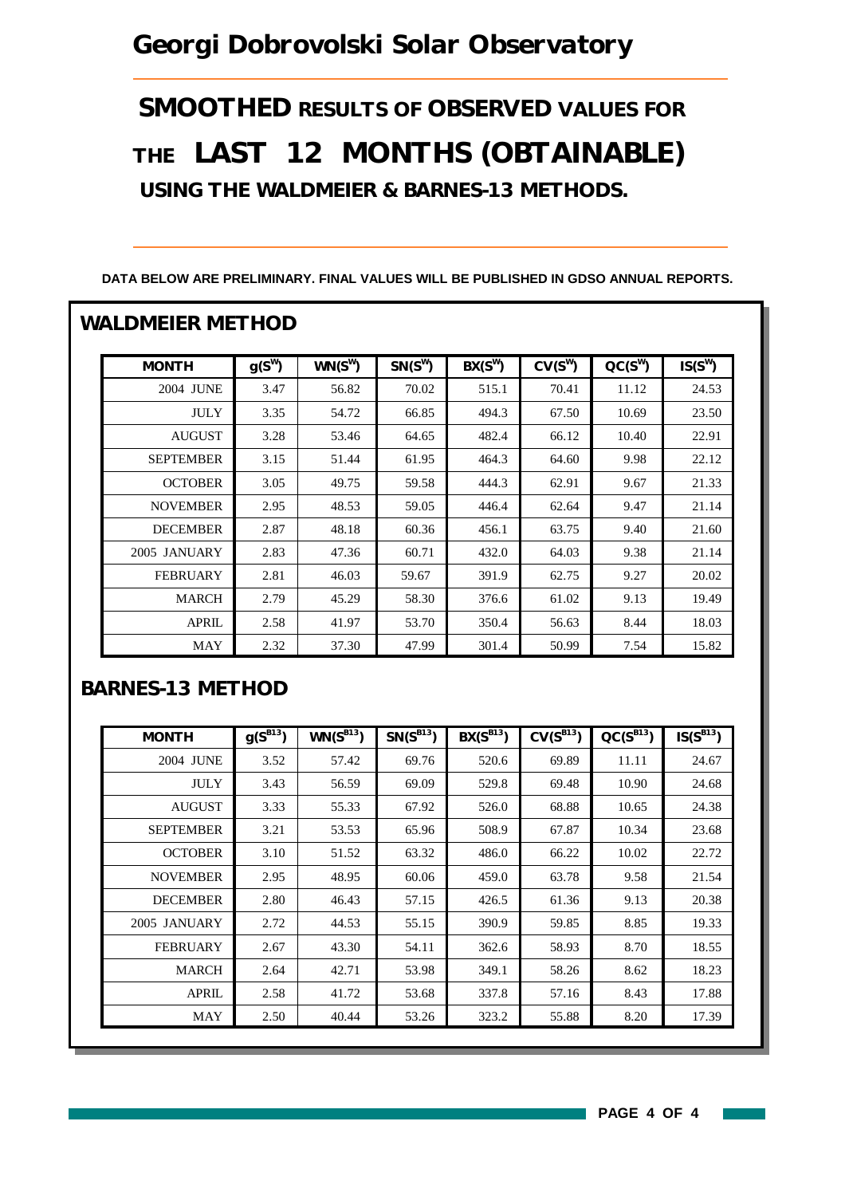# Georgi Dobrovolski Solar Observatory

## SMOOTHED RESULTS OF OBSERVED VALUES FOR THE LAST 12 MONTHS (OBTAINABLE) USING THE WALDMEIER & BARNES-13 METHODS.

**DATA BELOW ARE PRELIMINARY. FINAL VALUES WILL BE PUBLISHED IN GDSO ANNUAL REPORTS.**

## WALDMEIER METHOD

| MONTH | $g(S^W)$ | $WN(S^W)$ | $SN(S^W)$ | $BX(S^W)$ | $CV(S^W)$ | $QC(S^W)$ | $IS(S^W)$ |
|---|---|---|---|---|---|---|---|
| 2004 JUNE | 3.47 | 56.82 | 70.02 | 515.1 | 70.41 | 11.12 | 24.53 |
| JULY | 3.35 | 54.72 | 66.85 | 494.3 | 67.50 | 10.69 | 23.50 |
| AUGUST | 3.28 | 53.46 | 64.65 | 482.4 | 66.12 | 10.40 | 22.91 |
| SEPTEMBER | 3.15 | 51.44 | 61.95 | 464.3 | 64.60 | 9.98 | 22.12 |
| OCTOBER | 3.05 | 49.75 | 59.58 | 444.3 | 62.91 | 9.67 | 21.33 |
| NOVEMBER | 2.95 | 48.53 | 59.05 | 446.4 | 62.64 | 9.47 | 21.14 |
| DECEMBER | 2.87 | 48.18 | 60.36 | 456.1 | 63.75 | 9.40 | 21.60 |
| 2005 JANUARY | 2.83 | 47.36 | 60.71 | 432.0 | 64.03 | 9.38 | 21.14 |
| FEBRUARY | 2.81 | 46.03 | 59.67 | 391.9 | 62.75 | 9.27 | 20.02 |
| MARCH | 2.79 | 45.29 | 58.30 | 376.6 | 61.02 | 9.13 | 19.49 |
| APRIL | 2.58 | 41.97 | 53.70 | 350.4 | 56.63 | 8.44 | 18.03 |
| MAY | 2.32 | 37.30 | 47.99 | 301.4 | 50.99 | 7.54 | 15.82 |

## BARNES-13 METHOD

| MONTH | $g(S^{B13})$ | $WN(S^{B13})$ | $SN(S^{B13})$ | $BX(S^{B13})$ | $CV(S^{B13})$ | $QC(S^{B13})$ | $IS(S^{B13})$ |
|---|---|---|---|---|---|---|---|
| 2004 JUNE | 3.52 | 57.42 | 69.76 | 520.6 | 69.89 | 11.11 | 24.67 |
| JULY | 3.43 | 56.59 | 69.09 | 529.8 | 69.48 | 10.90 | 24.68 |
| AUGUST | 3.33 | 55.33 | 67.92 | 526.0 | 68.88 | 10.65 | 24.38 |
| SEPTEMBER | 3.21 | 53.53 | 65.96 | 508.9 | 67.87 | 10.34 | 23.68 |
| OCTOBER | 3.10 | 51.52 | 63.32 | 486.0 | 66.22 | 10.02 | 22.72 |
| NOVEMBER | 2.95 | 48.95 | 60.06 | 459.0 | 63.78 | 9.58 | 21.54 |
| DECEMBER | 2.80 | 46.43 | 57.15 | 426.5 | 61.36 | 9.13 | 20.38 |
| 2005 JANUARY | 2.72 | 44.53 | 55.15 | 390.9 | 59.85 | 8.85 | 19.33 |
| FEBRUARY | 2.67 | 43.30 | 54.11 | 362.6 | 58.93 | 8.70 | 18.55 |
| MARCH | 2.64 | 42.71 | 53.98 | 349.1 | 58.26 | 8.62 | 18.23 |
| APRIL | 2.58 | 41.72 | 53.68 | 337.8 | 57.16 | 8.43 | 17.88 |
| MAY | 2.50 | 40.44 | 53.26 | 323.2 | 55.88 | 8.20 | 17.39 |